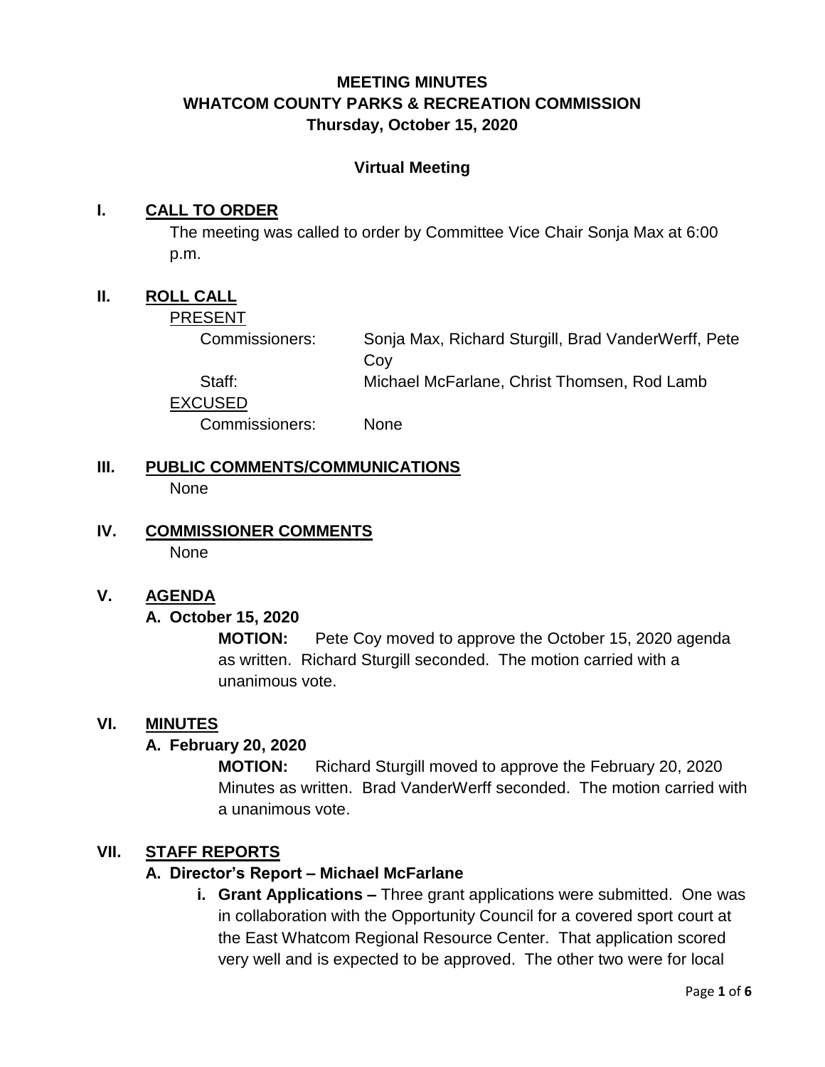# MEETING MINUTES
# WHATCOM COUNTY PARKS & RECREATION COMMISSION
## Thursday, October 15, 2020

**Virtual Meeting**

## I. CALL TO ORDER

The meeting was called to order by Committee Vice Chair Sonja Max at 6:00 p.m.

## II. ROLL CALL

PRESENT

| | |
|---|---|
| Commissioners: | Sonja Max, Richard Sturgill, Brad VanderWerff, Pete Coy |
| Staff: | Michael McFarlane, Christ Thomsen, Rod Lamb |

EXCUSED

| | |
|---|---|
| Commissioners: | None |

## III. PUBLIC COMMENTS/COMMUNICATIONS

None

## IV. COMMISSIONER COMMENTS

None

## V. AGENDA

### A. October 15, 2020

**MOTION:** Pete Coy moved to approve the October 15, 2020 agenda as written. Richard Sturgill seconded. The motion carried with a unanimous vote.

## VI. MINUTES

### A. February 20, 2020

**MOTION:** Richard Sturgill moved to approve the February 20, 2020 Minutes as written. Brad VanderWerff seconded. The motion carried with a unanimous vote.

## VII. STAFF REPORTS

### A. Director's Report – Michael McFarlane

**i. Grant Applications –** Three grant applications were submitted. One was in collaboration with the Opportunity Council for a covered sport court at the East Whatcom Regional Resource Center. That application scored very well and is expected to be approved. The other two were for local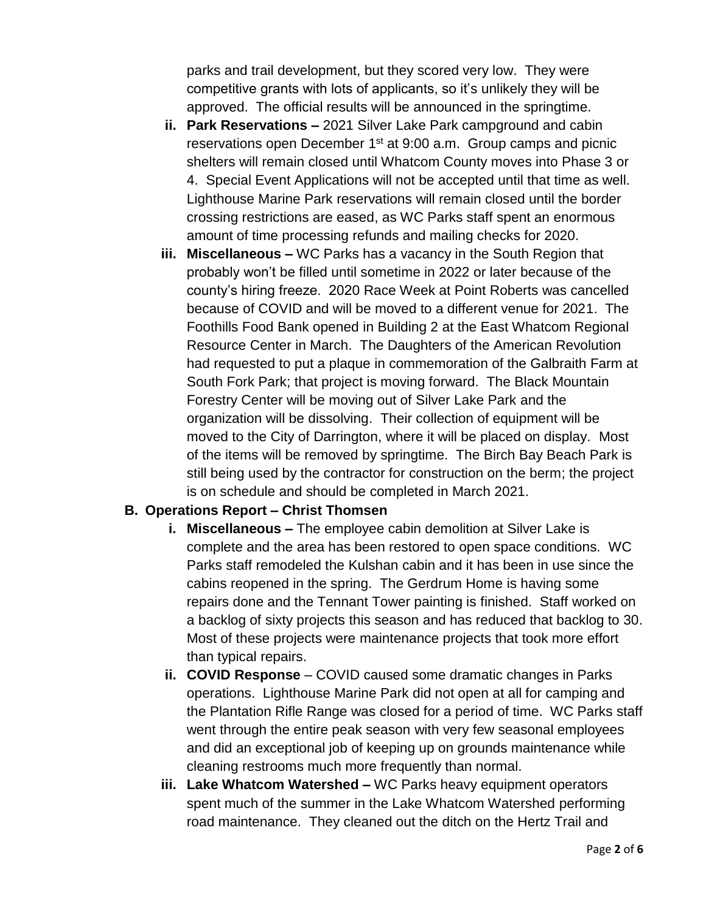parks and trail development, but they scored very low. They were competitive grants with lots of applicants, so it's unlikely they will be approved. The official results will be announced in the springtime.

ii. **Park Reservations –** 2021 Silver Lake Park campground and cabin reservations open December 1st at 9:00 a.m. Group camps and picnic shelters will remain closed until Whatcom County moves into Phase 3 or 4. Special Event Applications will not be accepted until that time as well. Lighthouse Marine Park reservations will remain closed until the border crossing restrictions are eased, as WC Parks staff spent an enormous amount of time processing refunds and mailing checks for 2020.

iii. **Miscellaneous –** WC Parks has a vacancy in the South Region that probably won't be filled until sometime in 2022 or later because of the county's hiring freeze. 2020 Race Week at Point Roberts was cancelled because of COVID and will be moved to a different venue for 2021. The Foothills Food Bank opened in Building 2 at the East Whatcom Regional Resource Center in March. The Daughters of the American Revolution had requested to put a plaque in commemoration of the Galbraith Farm at South Fork Park; that project is moving forward. The Black Mountain Forestry Center will be moving out of Silver Lake Park and the organization will be dissolving. Their collection of equipment will be moved to the City of Darrington, where it will be placed on display. Most of the items will be removed by springtime. The Birch Bay Beach Park is still being used by the contractor for construction on the berm; the project is on schedule and should be completed in March 2021.

**B. Operations Report – Christ Thomsen**

i. **Miscellaneous –** The employee cabin demolition at Silver Lake is complete and the area has been restored to open space conditions. WC Parks staff remodeled the Kulshan cabin and it has been in use since the cabins reopened in the spring. The Gerdrum Home is having some repairs done and the Tennant Tower painting is finished. Staff worked on a backlog of sixty projects this season and has reduced that backlog to 30. Most of these projects were maintenance projects that took more effort than typical repairs.

ii. **COVID Response** – COVID caused some dramatic changes in Parks operations. Lighthouse Marine Park did not open at all for camping and the Plantation Rifle Range was closed for a period of time. WC Parks staff went through the entire peak season with very few seasonal employees and did an exceptional job of keeping up on grounds maintenance while cleaning restrooms much more frequently than normal.

iii. **Lake Whatcom Watershed –** WC Parks heavy equipment operators spent much of the summer in the Lake Whatcom Watershed performing road maintenance. They cleaned out the ditch on the Hertz Trail and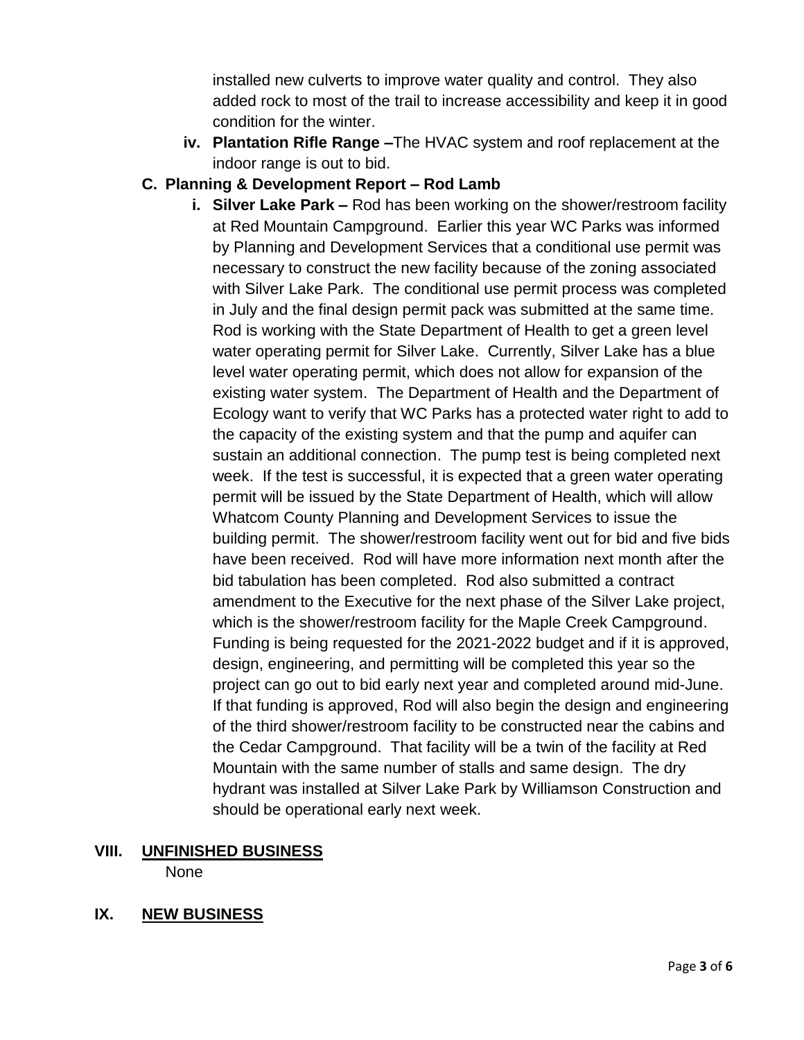installed new culverts to improve water quality and control. They also added rock to most of the trail to increase accessibility and keep it in good condition for the winter.

iv. **Plantation Rifle Range –**The HVAC system and roof replacement at the indoor range is out to bid.

**C. Planning & Development Report – Rod Lamb**

i. **Silver Lake Park –** Rod has been working on the shower/restroom facility at Red Mountain Campground. Earlier this year WC Parks was informed by Planning and Development Services that a conditional use permit was necessary to construct the new facility because of the zoning associated with Silver Lake Park. The conditional use permit process was completed in July and the final design permit pack was submitted at the same time. Rod is working with the State Department of Health to get a green level water operating permit for Silver Lake. Currently, Silver Lake has a blue level water operating permit, which does not allow for expansion of the existing water system. The Department of Health and the Department of Ecology want to verify that WC Parks has a protected water right to add to the capacity of the existing system and that the pump and aquifer can sustain an additional connection. The pump test is being completed next week. If the test is successful, it is expected that a green water operating permit will be issued by the State Department of Health, which will allow Whatcom County Planning and Development Services to issue the building permit. The shower/restroom facility went out for bid and five bids have been received. Rod will have more information next month after the bid tabulation has been completed. Rod also submitted a contract amendment to the Executive for the next phase of the Silver Lake project, which is the shower/restroom facility for the Maple Creek Campground. Funding is being requested for the 2021-2022 budget and if it is approved, design, engineering, and permitting will be completed this year so the project can go out to bid early next year and completed around mid-June. If that funding is approved, Rod will also begin the design and engineering of the third shower/restroom facility to be constructed near the cabins and the Cedar Campground. That facility will be a twin of the facility at Red Mountain with the same number of stalls and same design. The dry hydrant was installed at Silver Lake Park by Williamson Construction and should be operational early next week.

## VIII. UNFINISHED BUSINESS

None

## IX. NEW BUSINESS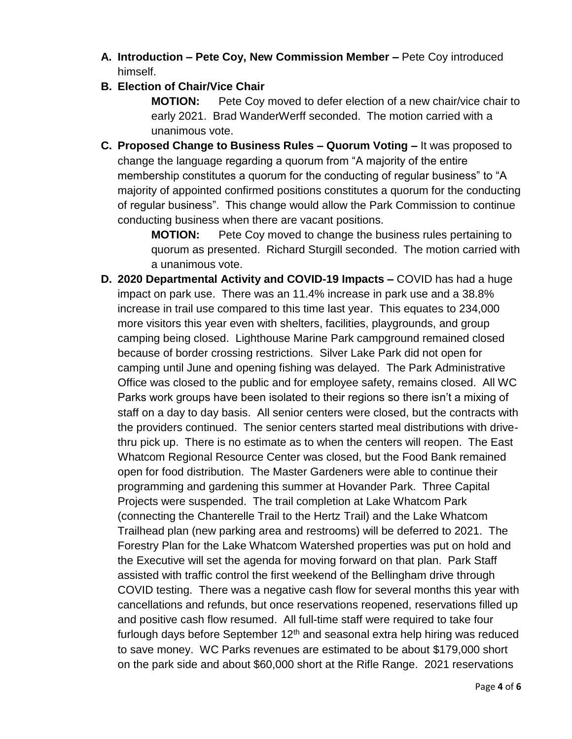A. **Introduction – Pete Coy, New Commission Member –** Pete Coy introduced himself.

B. **Election of Chair/Vice Chair**

   **MOTION:** Pete Coy moved to defer election of a new chair/vice chair to early 2021. Brad WanderWerff seconded. The motion carried with a unanimous vote.

C. **Proposed Change to Business Rules – Quorum Voting –** It was proposed to change the language regarding a quorum from "A majority of the entire membership constitutes a quorum for the conducting of regular business" to "A majority of appointed confirmed positions constitutes a quorum for the conducting of regular business". This change would allow the Park Commission to continue conducting business when there are vacant positions.

   **MOTION:** Pete Coy moved to change the business rules pertaining to quorum as presented. Richard Sturgill seconded. The motion carried with a unanimous vote.

D. **2020 Departmental Activity and COVID-19 Impacts –** COVID has had a huge impact on park use. There was an 11.4% increase in park use and a 38.8% increase in trail use compared to this time last year. This equates to 234,000 more visitors this year even with shelters, facilities, playgrounds, and group camping being closed. Lighthouse Marine Park campground remained closed because of border crossing restrictions. Silver Lake Park did not open for camping until June and opening fishing was delayed. The Park Administrative Office was closed to the public and for employee safety, remains closed. All WC Parks work groups have been isolated to their regions so there isn't a mixing of staff on a day to day basis. All senior centers were closed, but the contracts with the providers continued. The senior centers started meal distributions with drive-thru pick up. There is no estimate as to when the centers will reopen. The East Whatcom Regional Resource Center was closed, but the Food Bank remained open for food distribution. The Master Gardeners were able to continue their programming and gardening this summer at Hovander Park. Three Capital Projects were suspended. The trail completion at Lake Whatcom Park (connecting the Chanterelle Trail to the Hertz Trail) and the Lake Whatcom Trailhead plan (new parking area and restrooms) will be deferred to 2021. The Forestry Plan for the Lake Whatcom Watershed properties was put on hold and the Executive will set the agenda for moving forward on that plan. Park Staff assisted with traffic control the first weekend of the Bellingham drive through COVID testing. There was a negative cash flow for several months this year with cancellations and refunds, but once reservations reopened, reservations filled up and positive cash flow resumed. All full-time staff were required to take four furlough days before September 12th and seasonal extra help hiring was reduced to save money. WC Parks revenues are estimated to be about $179,000 short on the park side and about $60,000 short at the Rifle Range. 2021 reservations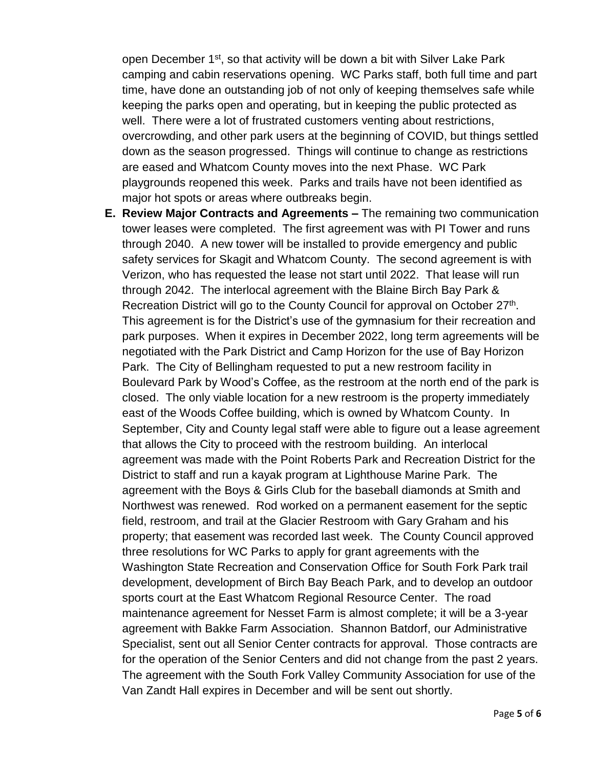open December 1st, so that activity will be down a bit with Silver Lake Park camping and cabin reservations opening. WC Parks staff, both full time and part time, have done an outstanding job of not only of keeping themselves safe while keeping the parks open and operating, but in keeping the public protected as well. There were a lot of frustrated customers venting about restrictions, overcrowding, and other park users at the beginning of COVID, but things settled down as the season progressed. Things will continue to change as restrictions are eased and Whatcom County moves into the next Phase. WC Park playgrounds reopened this week. Parks and trails have not been identified as major hot spots or areas where outbreaks begin.

E. **Review Major Contracts and Agreements –** The remaining two communication tower leases were completed. The first agreement was with PI Tower and runs through 2040. A new tower will be installed to provide emergency and public safety services for Skagit and Whatcom County. The second agreement is with Verizon, who has requested the lease not start until 2022. That lease will run through 2042. The interlocal agreement with the Blaine Birch Bay Park & Recreation District will go to the County Council for approval on October 27th. This agreement is for the District's use of the gymnasium for their recreation and park purposes. When it expires in December 2022, long term agreements will be negotiated with the Park District and Camp Horizon for the use of Bay Horizon Park. The City of Bellingham requested to put a new restroom facility in Boulevard Park by Wood's Coffee, as the restroom at the north end of the park is closed. The only viable location for a new restroom is the property immediately east of the Woods Coffee building, which is owned by Whatcom County. In September, City and County legal staff were able to figure out a lease agreement that allows the City to proceed with the restroom building. An interlocal agreement was made with the Point Roberts Park and Recreation District for the District to staff and run a kayak program at Lighthouse Marine Park. The agreement with the Boys & Girls Club for the baseball diamonds at Smith and Northwest was renewed. Rod worked on a permanent easement for the septic field, restroom, and trail at the Glacier Restroom with Gary Graham and his property; that easement was recorded last week. The County Council approved three resolutions for WC Parks to apply for grant agreements with the Washington State Recreation and Conservation Office for South Fork Park trail development, development of Birch Bay Beach Park, and to develop an outdoor sports court at the East Whatcom Regional Resource Center. The road maintenance agreement for Nesset Farm is almost complete; it will be a 3-year agreement with Bakke Farm Association. Shannon Batdorf, our Administrative Specialist, sent out all Senior Center contracts for approval. Those contracts are for the operation of the Senior Centers and did not change from the past 2 years. The agreement with the South Fork Valley Community Association for use of the Van Zandt Hall expires in December and will be sent out shortly.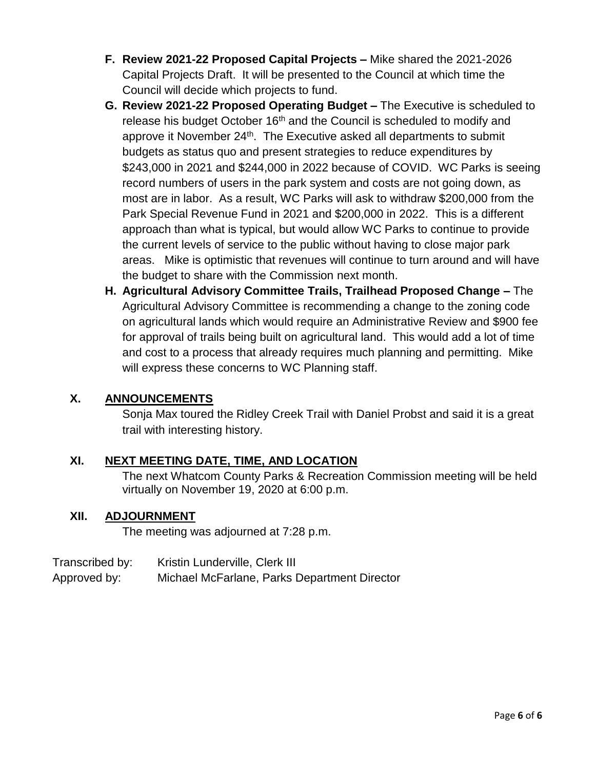F. **Review 2021-22 Proposed Capital Projects –** Mike shared the 2021-2026 Capital Projects Draft. It will be presented to the Council at which time the Council will decide which projects to fund.

G. **Review 2021-22 Proposed Operating Budget –** The Executive is scheduled to release his budget October 16th and the Council is scheduled to modify and approve it November 24th. The Executive asked all departments to submit budgets as status quo and present strategies to reduce expenditures by $243,000 in 2021 and $244,000 in 2022 because of COVID. WC Parks is seeing record numbers of users in the park system and costs are not going down, as most are in labor. As a result, WC Parks will ask to withdraw $200,000 from the Park Special Revenue Fund in 2021 and $200,000 in 2022. This is a different approach than what is typical, but would allow WC Parks to continue to provide the current levels of service to the public without having to close major park areas. Mike is optimistic that revenues will continue to turn around and will have the budget to share with the Commission next month.

H. **Agricultural Advisory Committee Trails, Trailhead Proposed Change –** The Agricultural Advisory Committee is recommending a change to the zoning code on agricultural lands which would require an Administrative Review and $900 fee for approval of trails being built on agricultural land. This would add a lot of time and cost to a process that already requires much planning and permitting. Mike will express these concerns to WC Planning staff.

## X. ANNOUNCEMENTS

Sonja Max toured the Ridley Creek Trail with Daniel Probst and said it is a great trail with interesting history.

## XI. NEXT MEETING DATE, TIME, AND LOCATION

The next Whatcom County Parks & Recreation Commission meeting will be held virtually on November 19, 2020 at 6:00 p.m.

## XII. ADJOURNMENT

The meeting was adjourned at 7:28 p.m.

Transcribed by: Kristin Lunderville, Clerk III

Approved by: Michael McFarlane, Parks Department Director